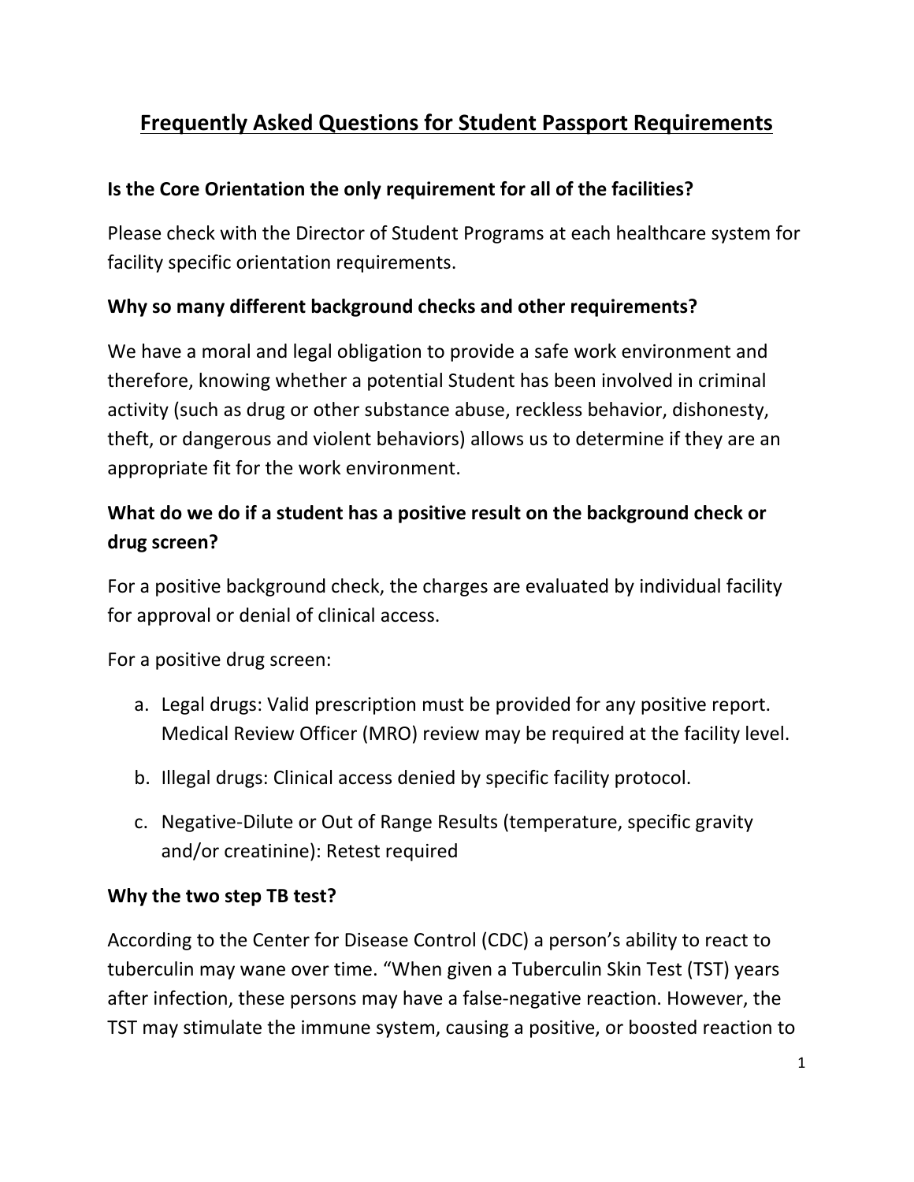# Frequently Asked Questions for Student Passport Requirements

### Is the Core Orientation the only requirement for all of the facilities?

Please check with the Director of Student Programs at each healthcare system for facility specific orientation requirements.

### Why so many different background checks and other requirements?

We have a moral and legal obligation to provide a safe work environment and therefore, knowing whether a potential Student has been involved in criminal activity (such as drug or other substance abuse, reckless behavior, dishonesty, theft, or dangerous and violent behaviors) allows us to determine if they are an appropriate fit for the work environment.

### What do we do if a student has a positive result on the background check or drug screen?

For a positive background check, the charges are evaluated by individual facility for approval or denial of clinical access.

For a positive drug screen:

a. Legal drugs: Valid prescription must be provided for any positive report. Medical Review Officer (MRO) review may be required at the facility level.

b. Illegal drugs: Clinical access denied by specific facility protocol.

c. Negative-Dilute or Out of Range Results (temperature, specific gravity and/or creatinine): Retest required

### Why the two step TB test?

According to the Center for Disease Control (CDC) a person's ability to react to tuberculin may wane over time. "When given a Tuberculin Skin Test (TST) years after infection, these persons may have a false-negative reaction. However, the TST may stimulate the immune system, causing a positive, or boosted reaction to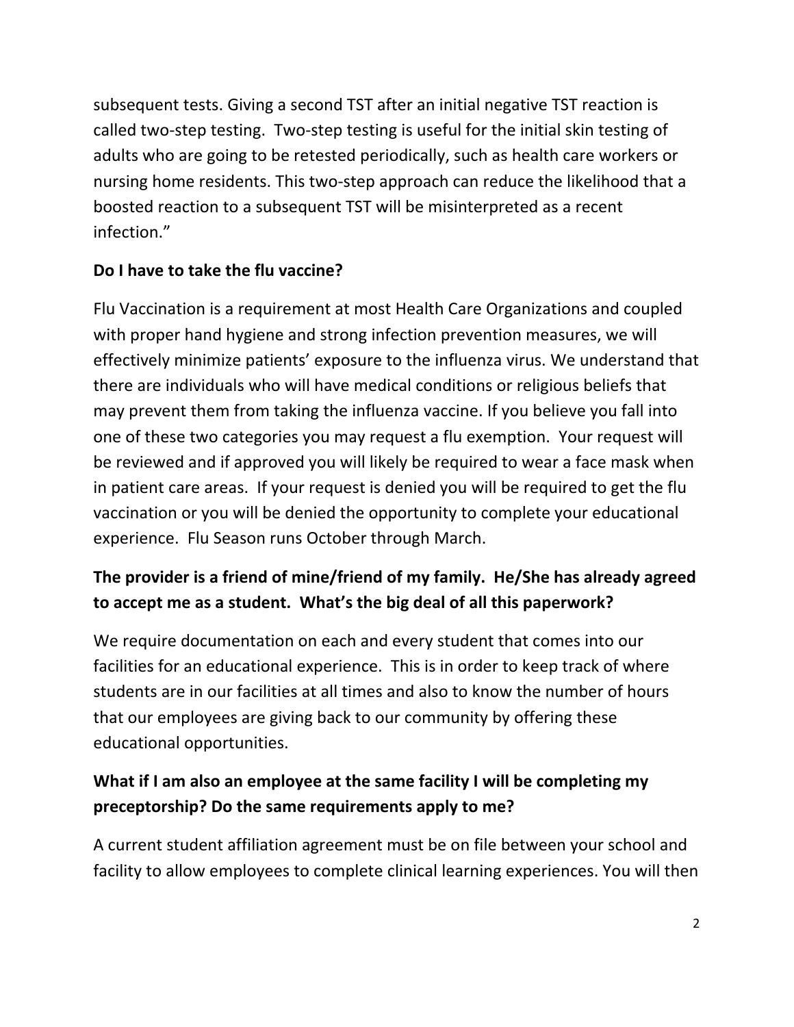subsequent tests. Giving a second TST after an initial negative TST reaction is called two-step testing. Two-step testing is useful for the initial skin testing of adults who are going to be retested periodically, such as health care workers or nursing home residents. This two-step approach can reduce the likelihood that a boosted reaction to a subsequent TST will be misinterpreted as a recent infection."

**Do I have to take the flu vaccine?**

Flu Vaccination is a requirement at most Health Care Organizations and coupled with proper hand hygiene and strong infection prevention measures, we will effectively minimize patients' exposure to the influenza virus. We understand that there are individuals who will have medical conditions or religious beliefs that may prevent them from taking the influenza vaccine. If you believe you fall into one of these two categories you may request a flu exemption. Your request will be reviewed and if approved you will likely be required to wear a face mask when in patient care areas. If your request is denied you will be required to get the flu vaccination or you will be denied the opportunity to complete your educational experience. Flu Season runs October through March.

**The provider is a friend of mine/friend of my family. He/She has already agreed to accept me as a student. What's the big deal of all this paperwork?**

We require documentation on each and every student that comes into our facilities for an educational experience. This is in order to keep track of where students are in our facilities at all times and also to know the number of hours that our employees are giving back to our community by offering these educational opportunities.

**What if I am also an employee at the same facility I will be completing my preceptorship? Do the same requirements apply to me?**

A current student affiliation agreement must be on file between your school and facility to allow employees to complete clinical learning experiences. You will then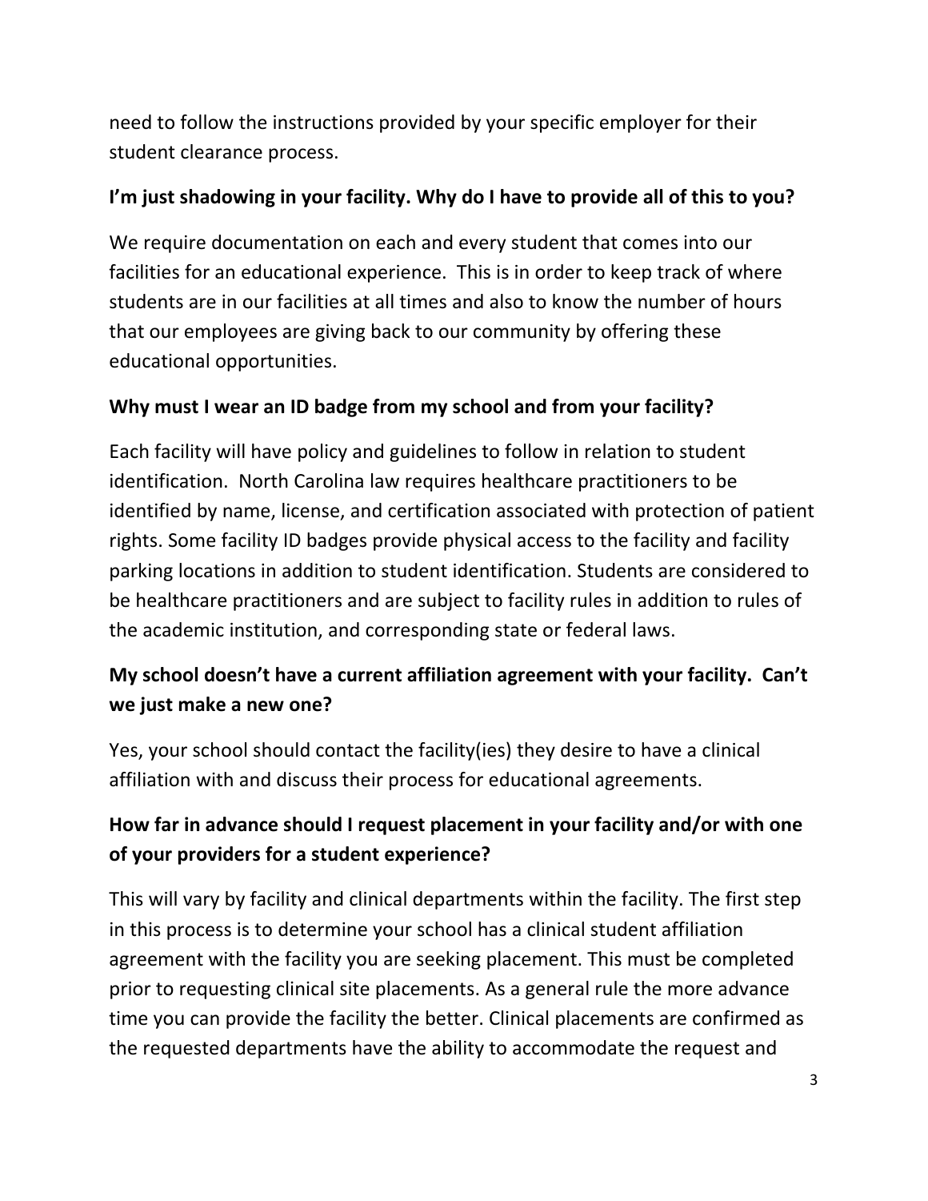need to follow the instructions provided by your specific employer for their student clearance process.

**I'm just shadowing in your facility. Why do I have to provide all of this to you?**

We require documentation on each and every student that comes into our facilities for an educational experience. This is in order to keep track of where students are in our facilities at all times and also to know the number of hours that our employees are giving back to our community by offering these educational opportunities.

**Why must I wear an ID badge from my school and from your facility?**

Each facility will have policy and guidelines to follow in relation to student identification. North Carolina law requires healthcare practitioners to be identified by name, license, and certification associated with protection of patient rights. Some facility ID badges provide physical access to the facility and facility parking locations in addition to student identification. Students are considered to be healthcare practitioners and are subject to facility rules in addition to rules of the academic institution, and corresponding state or federal laws.

**My school doesn't have a current affiliation agreement with your facility. Can't we just make a new one?**

Yes, your school should contact the facility(ies) they desire to have a clinical affiliation with and discuss their process for educational agreements.

**How far in advance should I request placement in your facility and/or with one of your providers for a student experience?**

This will vary by facility and clinical departments within the facility. The first step in this process is to determine your school has a clinical student affiliation agreement with the facility you are seeking placement. This must be completed prior to requesting clinical site placements. As a general rule the more advance time you can provide the facility the better. Clinical placements are confirmed as the requested departments have the ability to accommodate the request and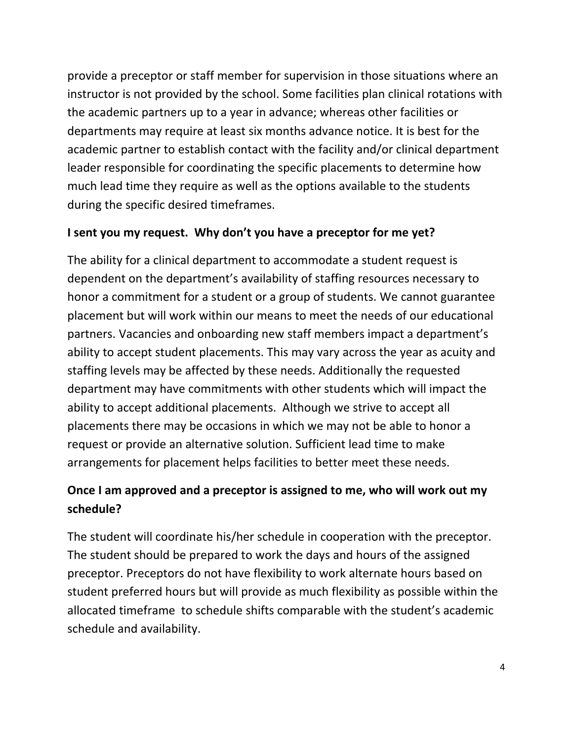provide a preceptor or staff member for supervision in those situations where an instructor is not provided by the school. Some facilities plan clinical rotations with the academic partners up to a year in advance; whereas other facilities or departments may require at least six months advance notice. It is best for the academic partner to establish contact with the facility and/or clinical department leader responsible for coordinating the specific placements to determine how much lead time they require as well as the options available to the students during the specific desired timeframes.

**I sent you my request. Why don't you have a preceptor for me yet?**

The ability for a clinical department to accommodate a student request is dependent on the department's availability of staffing resources necessary to honor a commitment for a student or a group of students. We cannot guarantee placement but will work within our means to meet the needs of our educational partners. Vacancies and onboarding new staff members impact a department's ability to accept student placements. This may vary across the year as acuity and staffing levels may be affected by these needs. Additionally the requested department may have commitments with other students which will impact the ability to accept additional placements. Although we strive to accept all placements there may be occasions in which we may not be able to honor a request or provide an alternative solution. Sufficient lead time to make arrangements for placement helps facilities to better meet these needs.

**Once I am approved and a preceptor is assigned to me, who will work out my schedule?**

The student will coordinate his/her schedule in cooperation with the preceptor. The student should be prepared to work the days and hours of the assigned preceptor. Preceptors do not have flexibility to work alternate hours based on student preferred hours but will provide as much flexibility as possible within the allocated timeframe to schedule shifts comparable with the student's academic schedule and availability.